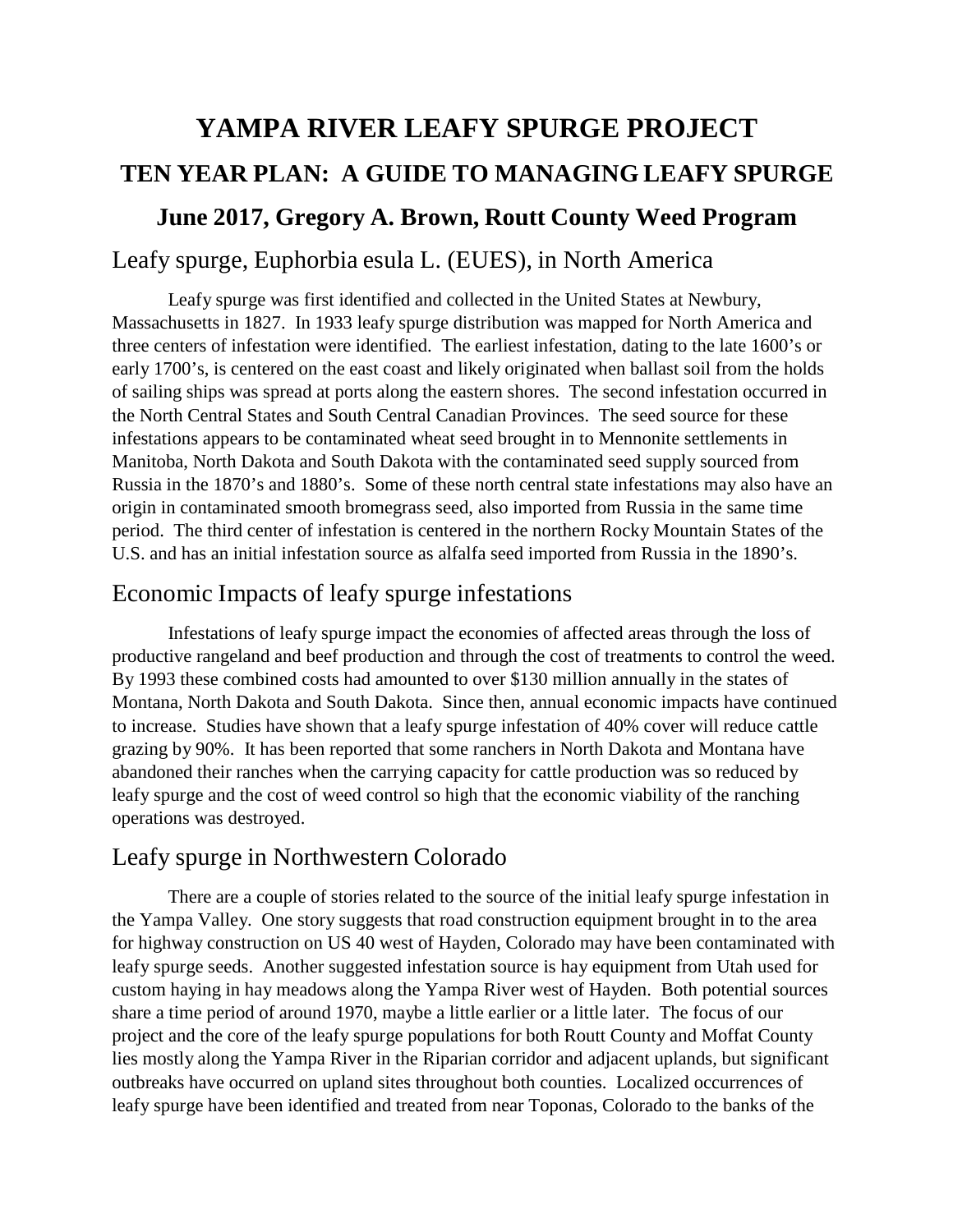# YAMPA RIVER LEAFY SPURGE PROJECT

## TEN YEAR PLAN: A GUIDE TO MANAGING LEAFY SPURGE

### June 2017, Gregory A. Brown, Routt County Weed Program

## Leafy spurge, Euphorbia esula L. (EUES), in North America

Leafy spurge was first identified and collected in the United States at Newbury, Massachusetts in 1827. In 1933 leafy spurge distribution was mapped for North America and three centers of infestation were identified. The earliest infestation, dating to the late 1600's or early 1700's, is centered on the east coast and likely originated when ballast soil from the holds of sailing ships was spread at ports along the eastern shores. The second infestation occurred in the North Central States and South Central Canadian Provinces. The seed source for these infestations appears to be contaminated wheat seed brought in to Mennonite settlements in Manitoba, North Dakota and South Dakota with the contaminated seed supply sourced from Russia in the 1870's and 1880's. Some of these north central state infestations may also have an origin in contaminated smooth bromegrass seed, also imported from Russia in the same time period. The third center of infestation is centered in the northern Rocky Mountain States of the U.S. and has an initial infestation source as alfalfa seed imported from Russia in the 1890's.

## Economic Impacts of leafy spurge infestations

Infestations of leafy spurge impact the economies of affected areas through the loss of productive rangeland and beef production and through the cost of treatments to control the weed. By 1993 these combined costs had amounted to over $130 million annually in the states of Montana, North Dakota and South Dakota. Since then, annual economic impacts have continued to increase. Studies have shown that a leafy spurge infestation of 40% cover will reduce cattle grazing by 90%. It has been reported that some ranchers in North Dakota and Montana have abandoned their ranches when the carrying capacity for cattle production was so reduced by leafy spurge and the cost of weed control so high that the economic viability of the ranching operations was destroyed.

## Leafy spurge in Northwestern Colorado

There are a couple of stories related to the source of the initial leafy spurge infestation in the Yampa Valley. One story suggests that road construction equipment brought in to the area for highway construction on US 40 west of Hayden, Colorado may have been contaminated with leafy spurge seeds. Another suggested infestation source is hay equipment from Utah used for custom haying in hay meadows along the Yampa River west of Hayden. Both potential sources share a time period of around 1970, maybe a little earlier or a little later. The focus of our project and the core of the leafy spurge populations for both Routt County and Moffat County lies mostly along the Yampa River in the Riparian corridor and adjacent uplands, but significant outbreaks have occurred on upland sites throughout both counties. Localized occurrences of leafy spurge have been identified and treated from near Toponas, Colorado to the banks of the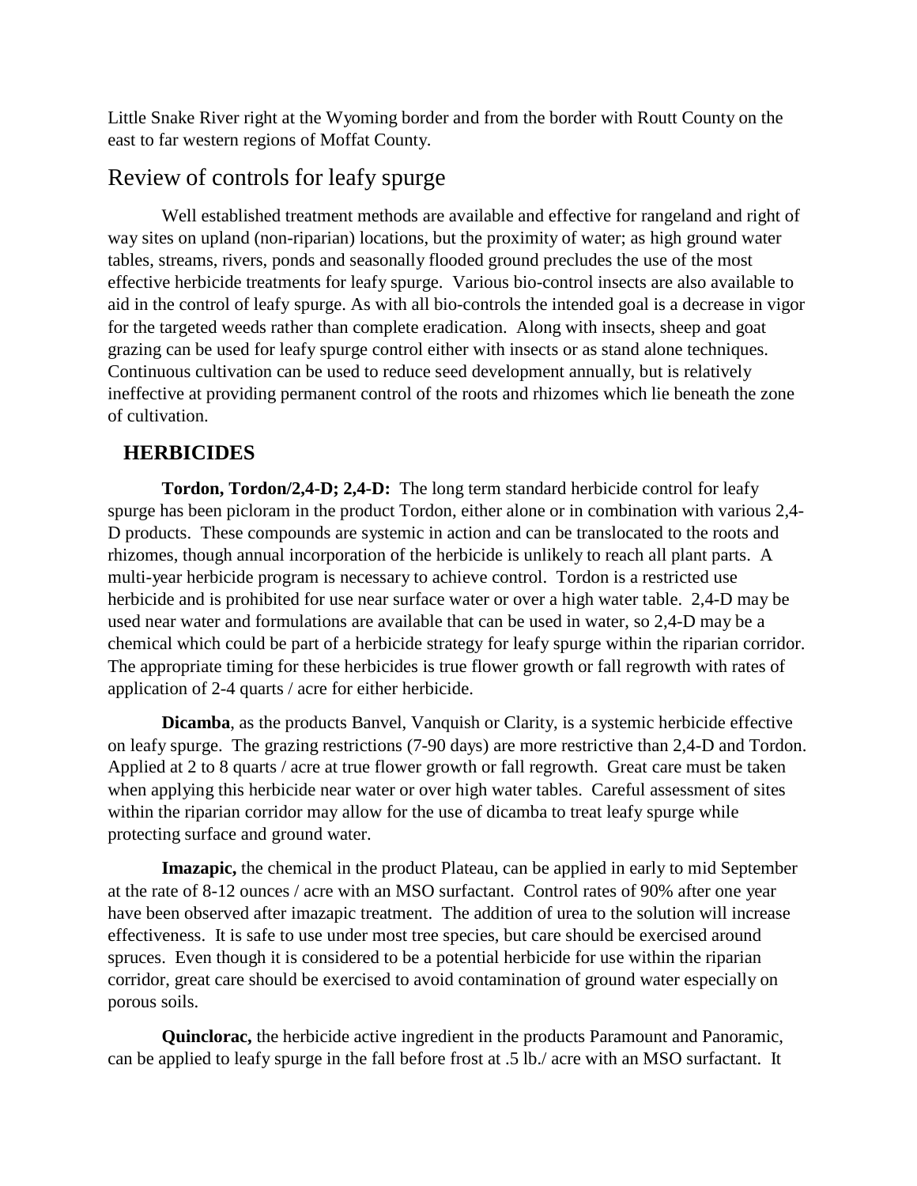Little Snake River right at the Wyoming border and from the border with Routt County on the east to far western regions of Moffat County.

## Review of controls for leafy spurge

Well established treatment methods are available and effective for rangeland and right of way sites on upland (non-riparian) locations, but the proximity of water; as high ground water tables, streams, rivers, ponds and seasonally flooded ground precludes the use of the most effective herbicide treatments for leafy spurge. Various bio-control insects are also available to aid in the control of leafy spurge. As with all bio-controls the intended goal is a decrease in vigor for the targeted weeds rather than complete eradication. Along with insects, sheep and goat grazing can be used for leafy spurge control either with insects or as stand alone techniques. Continuous cultivation can be used to reduce seed development annually, but is relatively ineffective at providing permanent control of the roots and rhizomes which lie beneath the zone of cultivation.

### HERBICIDES

**Tordon, Tordon/2,4-D; 2,4-D:** The long term standard herbicide control for leafy spurge has been picloram in the product Tordon, either alone or in combination with various 2,4-D products. These compounds are systemic in action and can be translocated to the roots and rhizomes, though annual incorporation of the herbicide is unlikely to reach all plant parts. A multi-year herbicide program is necessary to achieve control. Tordon is a restricted use herbicide and is prohibited for use near surface water or over a high water table. 2,4-D may be used near water and formulations are available that can be used in water, so 2,4-D may be a chemical which could be part of a herbicide strategy for leafy spurge within the riparian corridor. The appropriate timing for these herbicides is true flower growth or fall regrowth with rates of application of 2-4 quarts / acre for either herbicide.

**Dicamba**, as the products Banvel, Vanquish or Clarity, is a systemic herbicide effective on leafy spurge. The grazing restrictions (7-90 days) are more restrictive than 2,4-D and Tordon. Applied at 2 to 8 quarts / acre at true flower growth or fall regrowth. Great care must be taken when applying this herbicide near water or over high water tables. Careful assessment of sites within the riparian corridor may allow for the use of dicamba to treat leafy spurge while protecting surface and ground water.

**Imazapic,** the chemical in the product Plateau, can be applied in early to mid September at the rate of 8-12 ounces / acre with an MSO surfactant. Control rates of 90% after one year have been observed after imazapic treatment. The addition of urea to the solution will increase effectiveness. It is safe to use under most tree species, but care should be exercised around spruces. Even though it is considered to be a potential herbicide for use within the riparian corridor, great care should be exercised to avoid contamination of ground water especially on porous soils.

**Quinclorac,** the herbicide active ingredient in the products Paramount and Panoramic, can be applied to leafy spurge in the fall before frost at .5 lb./ acre with an MSO surfactant. It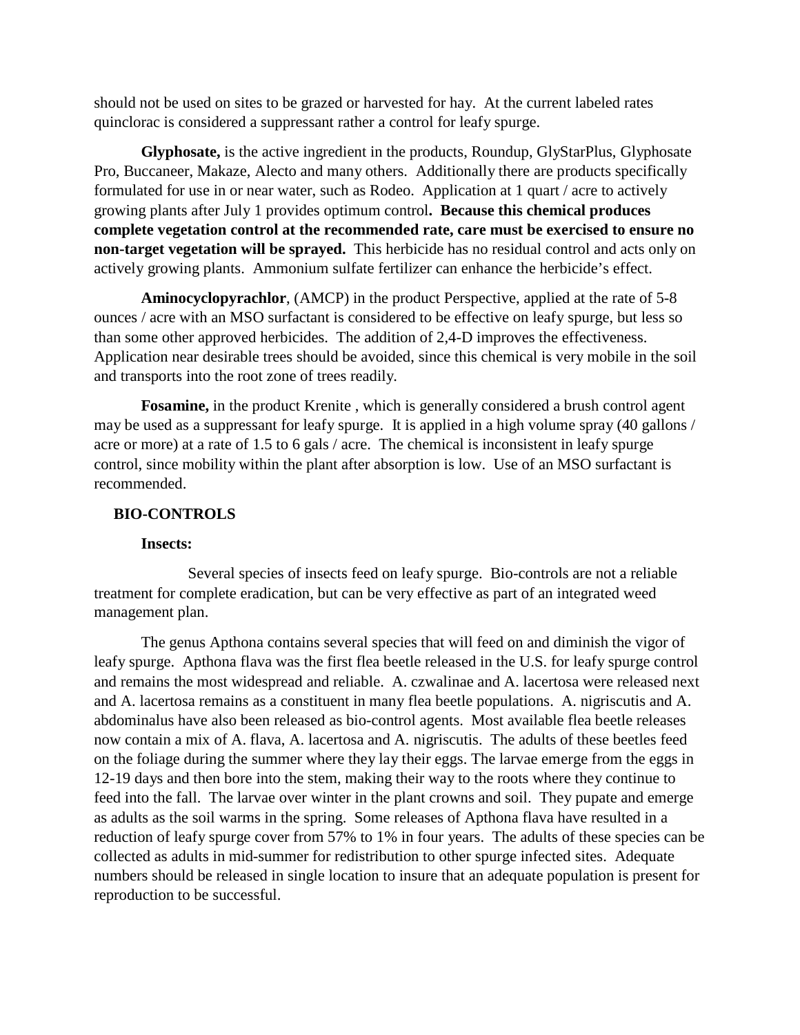should not be used on sites to be grazed or harvested for hay. At the current labeled rates quinclorac is considered a suppressant rather a control for leafy spurge.

**Glyphosate,** is the active ingredient in the products, Roundup, GlyStarPlus, Glyphosate Pro, Buccaneer, Makaze, Alecto and many others. Additionally there are products specifically formulated for use in or near water, such as Rodeo. Application at 1 quart / acre to actively growing plants after July 1 provides optimum control**. Because this chemical produces complete vegetation control at the recommended rate, care must be exercised to ensure no non-target vegetation will be sprayed.** This herbicide has no residual control and acts only on actively growing plants. Ammonium sulfate fertilizer can enhance the herbicide's effect.

**Aminocyclopyrachlor**, (AMCP) in the product Perspective, applied at the rate of 5-8 ounces / acre with an MSO surfactant is considered to be effective on leafy spurge, but less so than some other approved herbicides. The addition of 2,4-D improves the effectiveness. Application near desirable trees should be avoided, since this chemical is very mobile in the soil and transports into the root zone of trees readily.

**Fosamine,** in the product Krenite , which is generally considered a brush control agent may be used as a suppressant for leafy spurge. It is applied in a high volume spray (40 gallons / acre or more) at a rate of 1.5 to 6 gals / acre. The chemical is inconsistent in leafy spurge control, since mobility within the plant after absorption is low. Use of an MSO surfactant is recommended.

## BIO-CONTROLS

### Insects:

Several species of insects feed on leafy spurge. Bio-controls are not a reliable treatment for complete eradication, but can be very effective as part of an integrated weed management plan.

The genus Apthona contains several species that will feed on and diminish the vigor of leafy spurge. Apthona flava was the first flea beetle released in the U.S. for leafy spurge control and remains the most widespread and reliable. A. czwalinae and A. lacertosa were released next and A. lacertosa remains as a constituent in many flea beetle populations. A. nigriscutis and A. abdominalus have also been released as bio-control agents. Most available flea beetle releases now contain a mix of A. flava, A. lacertosa and A. nigriscutis. The adults of these beetles feed on the foliage during the summer where they lay their eggs. The larvae emerge from the eggs in 12-19 days and then bore into the stem, making their way to the roots where they continue to feed into the fall. The larvae over winter in the plant crowns and soil. They pupate and emerge as adults as the soil warms in the spring. Some releases of Apthona flava have resulted in a reduction of leafy spurge cover from 57% to 1% in four years. The adults of these species can be collected as adults in mid-summer for redistribution to other spurge infected sites. Adequate numbers should be released in single location to insure that an adequate population is present for reproduction to be successful.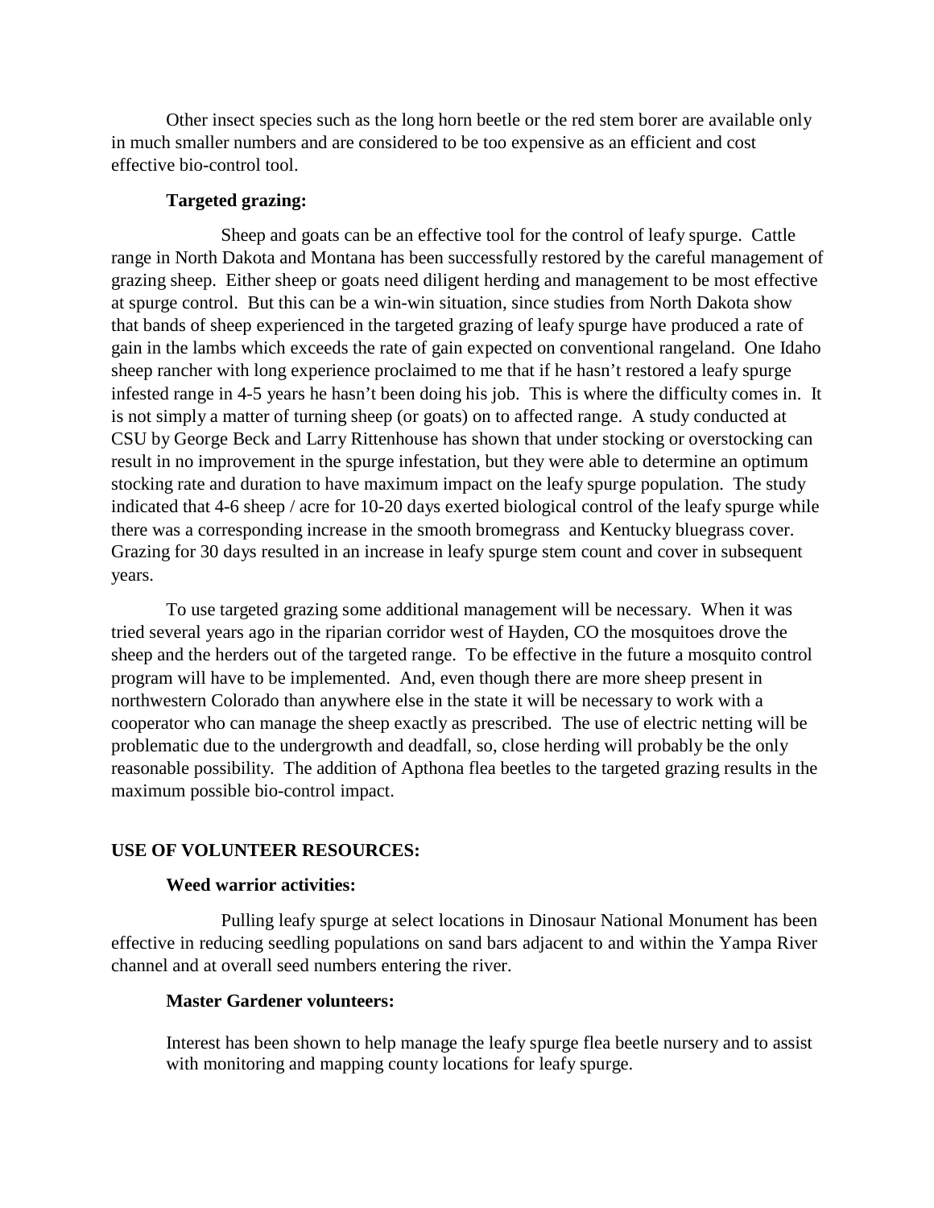Other insect species such as the long horn beetle or the red stem borer are available only in much smaller numbers and are considered to be too expensive as an efficient and cost effective bio-control tool.

**Targeted grazing:**

Sheep and goats can be an effective tool for the control of leafy spurge. Cattle range in North Dakota and Montana has been successfully restored by the careful management of grazing sheep. Either sheep or goats need diligent herding and management to be most effective at spurge control. But this can be a win-win situation, since studies from North Dakota show that bands of sheep experienced in the targeted grazing of leafy spurge have produced a rate of gain in the lambs which exceeds the rate of gain expected on conventional rangeland. One Idaho sheep rancher with long experience proclaimed to me that if he hasn't restored a leafy spurge infested range in 4-5 years he hasn't been doing his job. This is where the difficulty comes in. It is not simply a matter of turning sheep (or goats) on to affected range. A study conducted at CSU by George Beck and Larry Rittenhouse has shown that under stocking or overstocking can result in no improvement in the spurge infestation, but they were able to determine an optimum stocking rate and duration to have maximum impact on the leafy spurge population. The study indicated that 4-6 sheep / acre for 10-20 days exerted biological control of the leafy spurge while there was a corresponding increase in the smooth bromegrass and Kentucky bluegrass cover. Grazing for 30 days resulted in an increase in leafy spurge stem count and cover in subsequent years.

To use targeted grazing some additional management will be necessary. When it was tried several years ago in the riparian corridor west of Hayden, CO the mosquitoes drove the sheep and the herders out of the targeted range. To be effective in the future a mosquito control program will have to be implemented. And, even though there are more sheep present in northwestern Colorado than anywhere else in the state it will be necessary to work with a cooperator who can manage the sheep exactly as prescribed. The use of electric netting will be problematic due to the undergrowth and deadfall, so, close herding will probably be the only reasonable possibility. The addition of Apthona flea beetles to the targeted grazing results in the maximum possible bio-control impact.

## USE OF VOLUNTEER RESOURCES:

**Weed warrior activities:**

Pulling leafy spurge at select locations in Dinosaur National Monument has been effective in reducing seedling populations on sand bars adjacent to and within the Yampa River channel and at overall seed numbers entering the river.

**Master Gardener volunteers:**

Interest has been shown to help manage the leafy spurge flea beetle nursery and to assist with monitoring and mapping county locations for leafy spurge.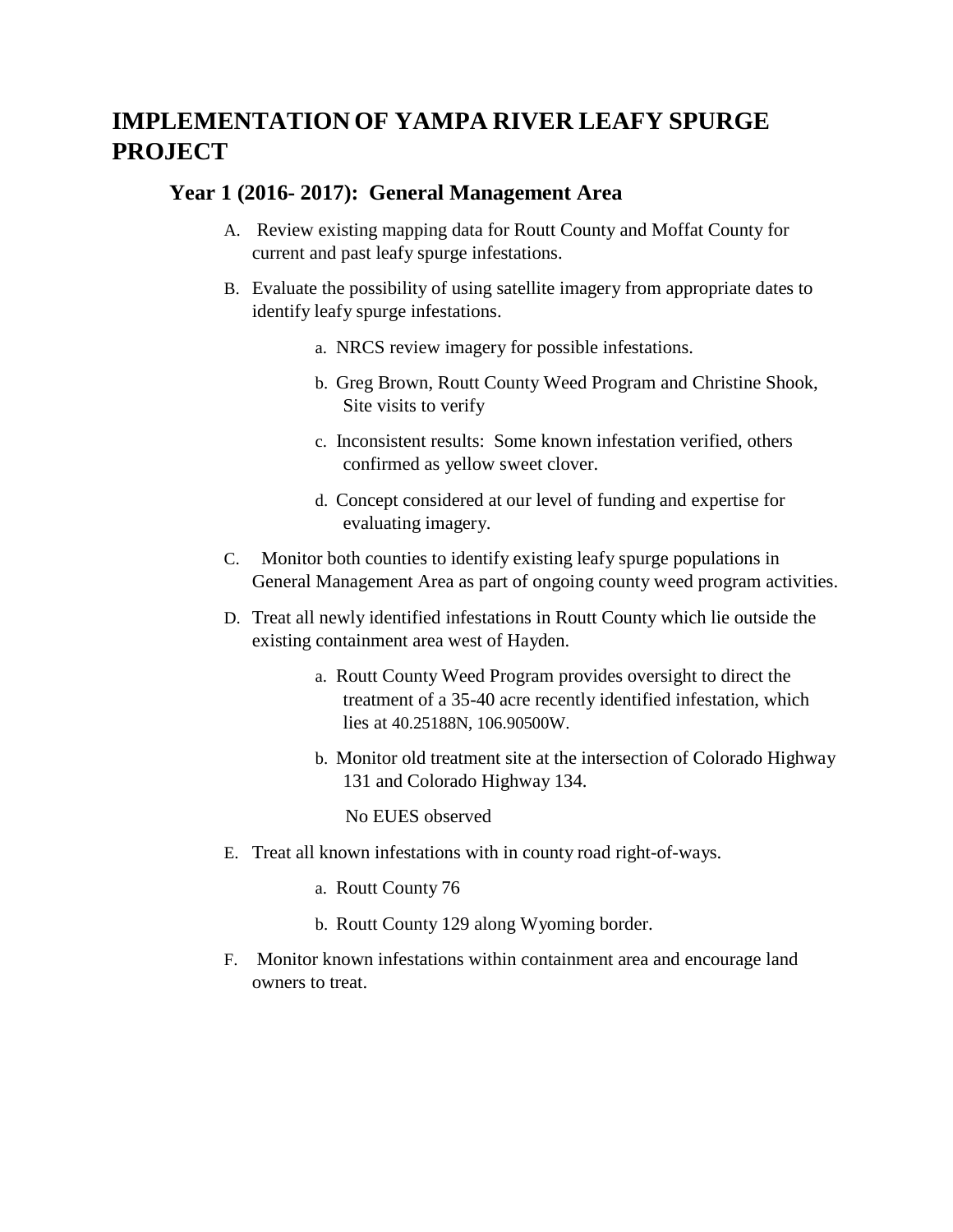# IMPLEMENTATION OF YAMPA RIVER LEAFY SPURGE PROJECT

## Year 1 (2016- 2017): General Management Area

A. Review existing mapping data for Routt County and Moffat County for current and past leafy spurge infestations.

B. Evaluate the possibility of using satellite imagery from appropriate dates to identify leafy spurge infestations.

   a. NRCS review imagery for possible infestations.

   b. Greg Brown, Routt County Weed Program and Christine Shook, Site visits to verify

   c. Inconsistent results: Some known infestation verified, others confirmed as yellow sweet clover.

   d. Concept considered at our level of funding and expertise for evaluating imagery.

C. Monitor both counties to identify existing leafy spurge populations in General Management Area as part of ongoing county weed program activities.

D. Treat all newly identified infestations in Routt County which lie outside the existing containment area west of Hayden.

   a. Routt County Weed Program provides oversight to direct the treatment of a 35-40 acre recently identified infestation, which lies at 40.25188N, 106.90500W.

   b. Monitor old treatment site at the intersection of Colorado Highway 131 and Colorado Highway 134.

   No EUES observed

E. Treat all known infestations with in county road right-of-ways.

   a. Routt County 76

   b. Routt County 129 along Wyoming border.

F. Monitor known infestations within containment area and encourage land owners to treat.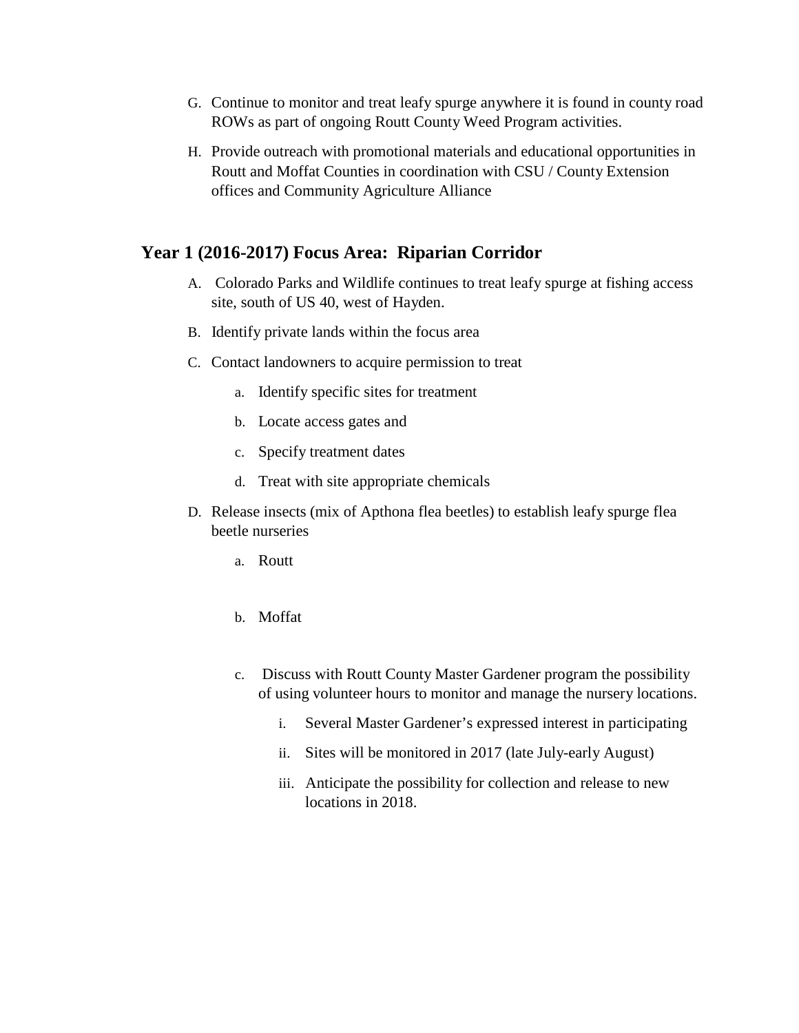G. Continue to monitor and treat leafy spurge anywhere it is found in county road ROWs as part of ongoing Routt County Weed Program activities.

H. Provide outreach with promotional materials and educational opportunities in Routt and Moffat Counties in coordination with CSU / County Extension offices and Community Agriculture Alliance

## Year 1 (2016-2017) Focus Area: Riparian Corridor

A. Colorado Parks and Wildlife continues to treat leafy spurge at fishing access site, south of US 40, west of Hayden.

B. Identify private lands within the focus area

C. Contact landowners to acquire permission to treat
   - a. Identify specific sites for treatment
   - b. Locate access gates and
   - c. Specify treatment dates
   - d. Treat with site appropriate chemicals

D. Release insects (mix of Apthona flea beetles) to establish leafy spurge flea beetle nurseries
   - a. Routt
   - b. Moffat
   - c. Discuss with Routt County Master Gardener program the possibility of using volunteer hours to monitor and manage the nursery locations.
     - i. Several Master Gardener's expressed interest in participating
     - ii. Sites will be monitored in 2017 (late July-early August)
     - iii. Anticipate the possibility for collection and release to new locations in 2018.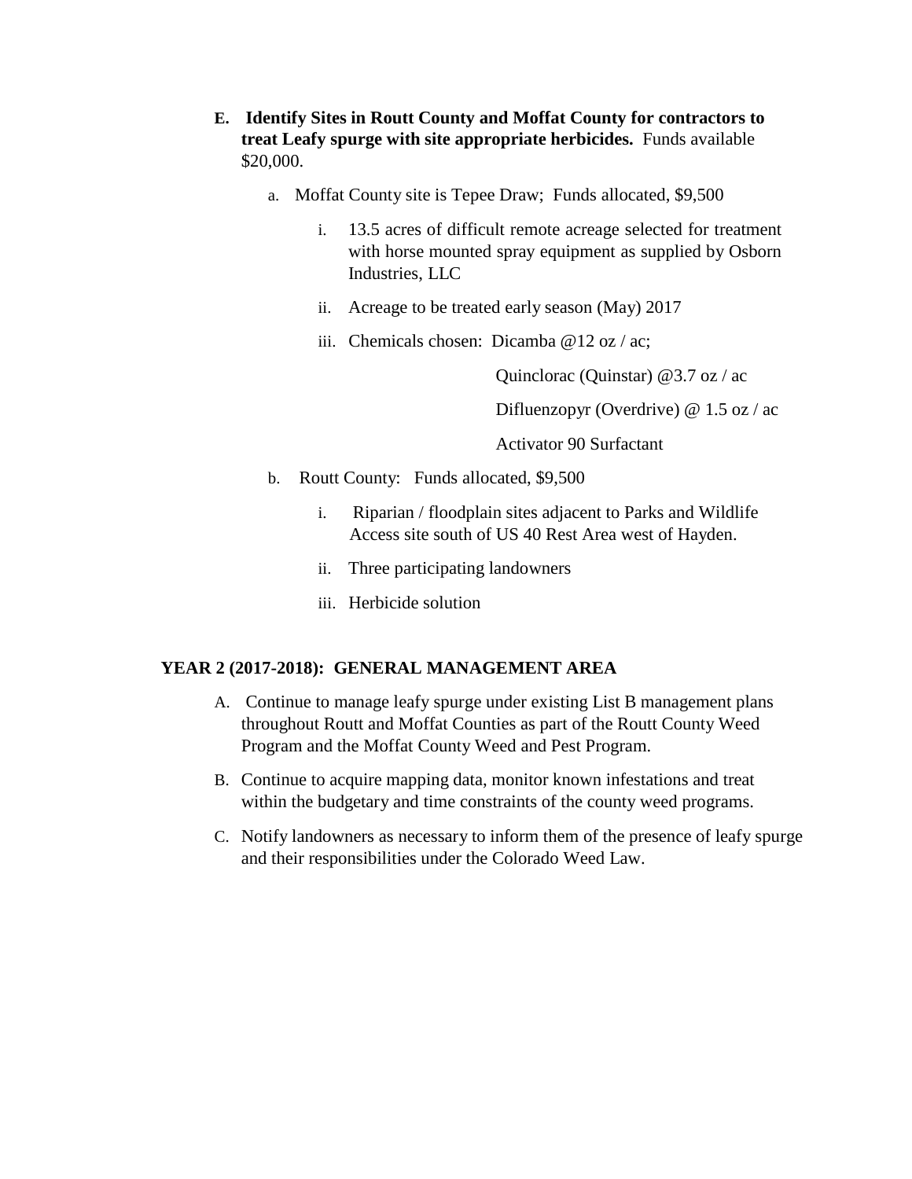E. **Identify Sites in Routt County and Moffat County for contractors to treat Leafy spurge with site appropriate herbicides.** Funds available $20,000.

   a. Moffat County site is Tepee Draw; Funds allocated, $9,500

      i. 13.5 acres of difficult remote acreage selected for treatment with horse mounted spray equipment as supplied by Osborn Industries, LLC

      ii. Acreage to be treated early season (May) 2017

      iii. Chemicals chosen: Dicamba @12 oz / ac;

         Quinclorac (Quinstar) @3.7 oz / ac

         Difluenzopyr (Overdrive) @ 1.5 oz / ac

         Activator 90 Surfactant

   b. Routt County: Funds allocated, $9,500

      i. Riparian / floodplain sites adjacent to Parks and Wildlife Access site south of US 40 Rest Area west of Hayden.

      ii. Three participating landowners

      iii. Herbicide solution

## YEAR 2 (2017-2018): GENERAL MANAGEMENT AREA

A. Continue to manage leafy spurge under existing List B management plans throughout Routt and Moffat Counties as part of the Routt County Weed Program and the Moffat County Weed and Pest Program.

B. Continue to acquire mapping data, monitor known infestations and treat within the budgetary and time constraints of the county weed programs.

C. Notify landowners as necessary to inform them of the presence of leafy spurge and their responsibilities under the Colorado Weed Law.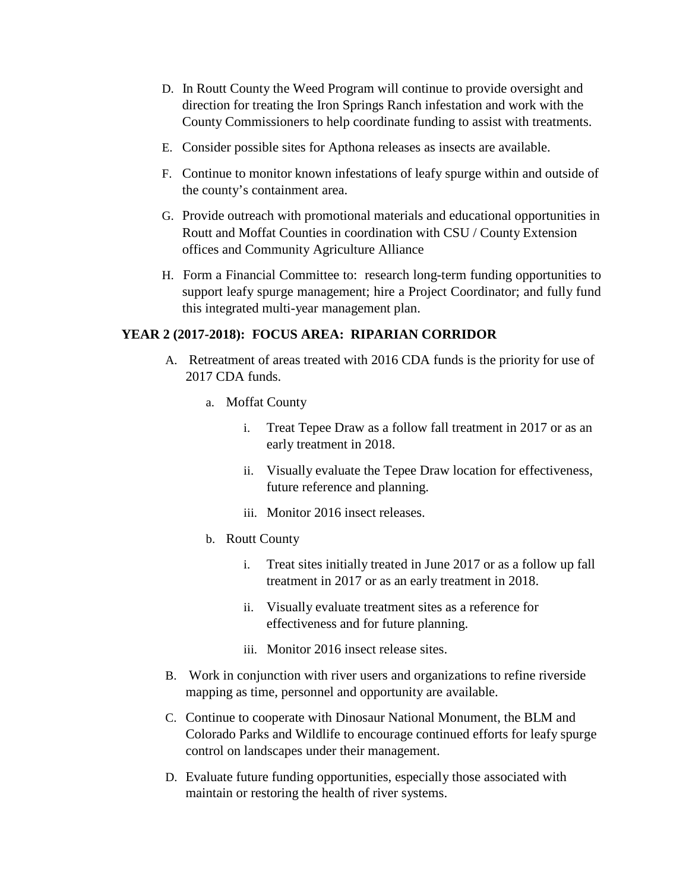D. In Routt County the Weed Program will continue to provide oversight and direction for treating the Iron Springs Ranch infestation and work with the County Commissioners to help coordinate funding to assist with treatments.

E. Consider possible sites for Apthona releases as insects are available.

F. Continue to monitor known infestations of leafy spurge within and outside of the county's containment area.

G. Provide outreach with promotional materials and educational opportunities in Routt and Moffat Counties in coordination with CSU / County Extension offices and Community Agriculture Alliance

H. Form a Financial Committee to: research long-term funding opportunities to support leafy spurge management; hire a Project Coordinator; and fully fund this integrated multi-year management plan.

**YEAR 2 (2017-2018): FOCUS AREA: RIPARIAN CORRIDOR**

A. Retreatment of areas treated with 2016 CDA funds is the priority for use of 2017 CDA funds.

   a. Moffat County

      i. Treat Tepee Draw as a follow fall treatment in 2017 or as an early treatment in 2018.

      ii. Visually evaluate the Tepee Draw location for effectiveness, future reference and planning.

      iii. Monitor 2016 insect releases.

   b. Routt County

      i. Treat sites initially treated in June 2017 or as a follow up fall treatment in 2017 or as an early treatment in 2018.

      ii. Visually evaluate treatment sites as a reference for effectiveness and for future planning.

      iii. Monitor 2016 insect release sites.

B. Work in conjunction with river users and organizations to refine riverside mapping as time, personnel and opportunity are available.

C. Continue to cooperate with Dinosaur National Monument, the BLM and Colorado Parks and Wildlife to encourage continued efforts for leafy spurge control on landscapes under their management.

D. Evaluate future funding opportunities, especially those associated with maintain or restoring the health of river systems.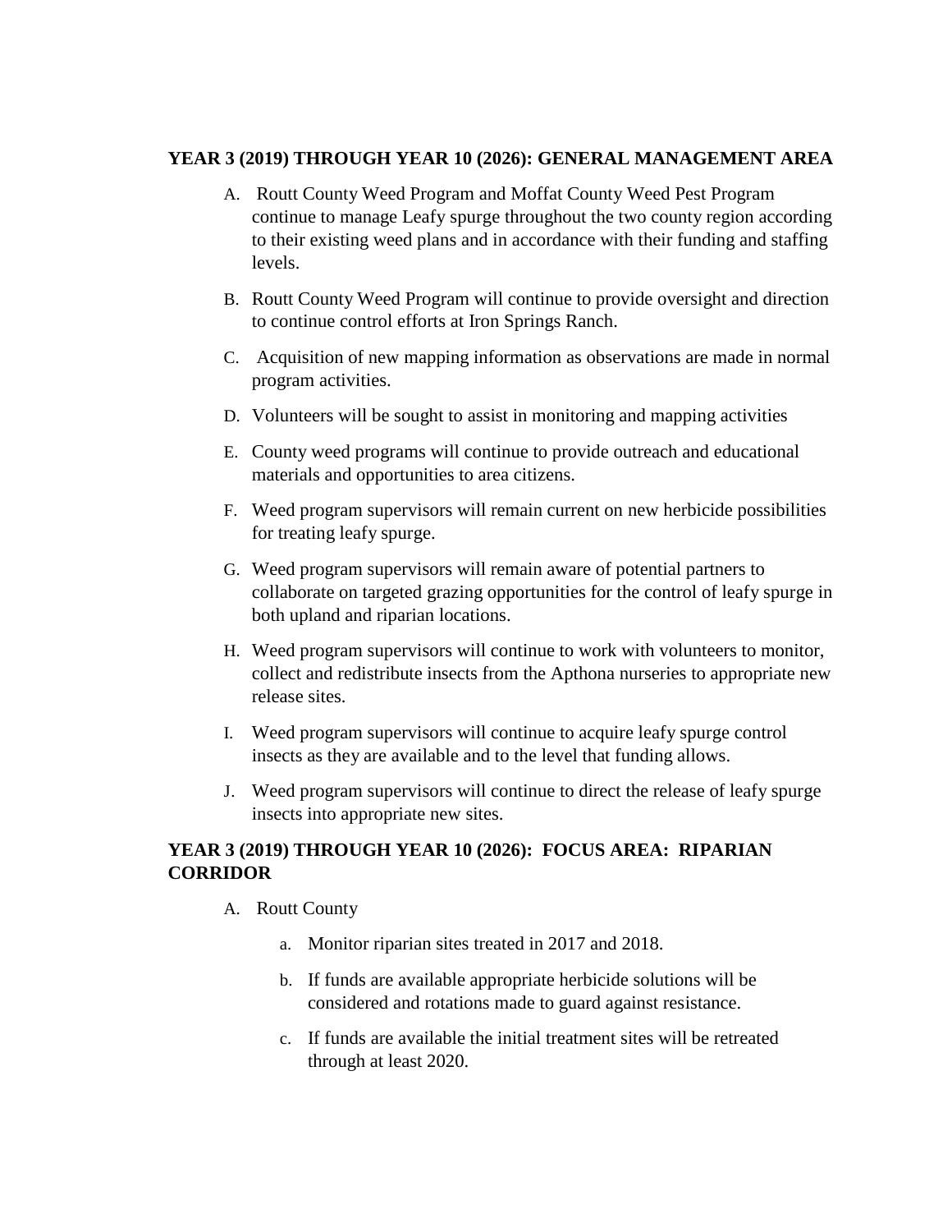**YEAR 3 (2019) THROUGH YEAR 10 (2026): GENERAL MANAGEMENT AREA**

A. Routt County Weed Program and Moffat County Weed Pest Program continue to manage Leafy spurge throughout the two county region according to their existing weed plans and in accordance with their funding and staffing levels.

B. Routt County Weed Program will continue to provide oversight and direction to continue control efforts at Iron Springs Ranch.

C. Acquisition of new mapping information as observations are made in normal program activities.

D. Volunteers will be sought to assist in monitoring and mapping activities

E. County weed programs will continue to provide outreach and educational materials and opportunities to area citizens.

F. Weed program supervisors will remain current on new herbicide possibilities for treating leafy spurge.

G. Weed program supervisors will remain aware of potential partners to collaborate on targeted grazing opportunities for the control of leafy spurge in both upland and riparian locations.

H. Weed program supervisors will continue to work with volunteers to monitor, collect and redistribute insects from the Apthona nurseries to appropriate new release sites.

I. Weed program supervisors will continue to acquire leafy spurge control insects as they are available and to the level that funding allows.

J. Weed program supervisors will continue to direct the release of leafy spurge insects into appropriate new sites.

**YEAR 3 (2019) THROUGH YEAR 10 (2026): FOCUS AREA: RIPARIAN CORRIDOR**

A. Routt County

   a. Monitor riparian sites treated in 2017 and 2018.

   b. If funds are available appropriate herbicide solutions will be considered and rotations made to guard against resistance.

   c. If funds are available the initial treatment sites will be retreated through at least 2020.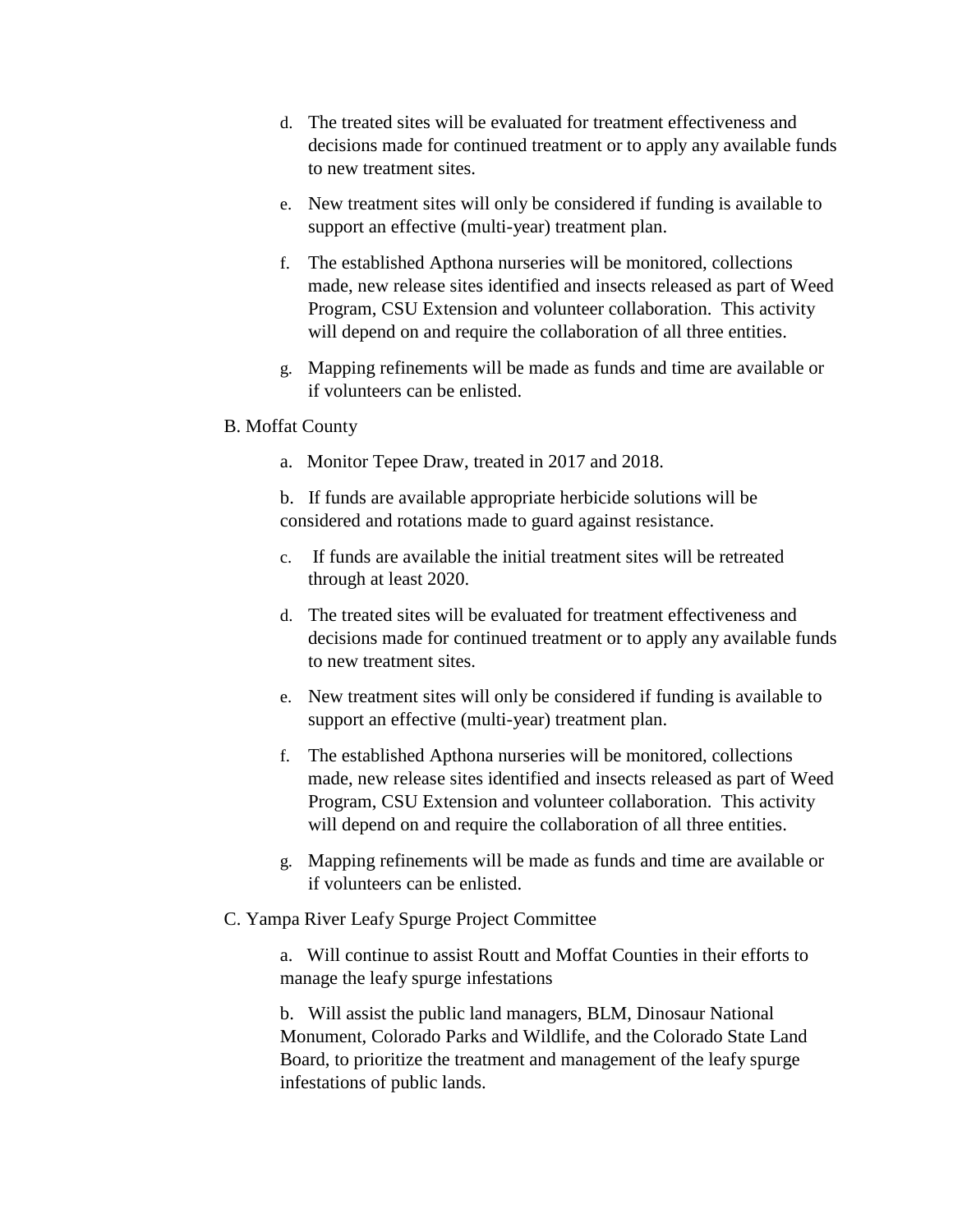d. The treated sites will be evaluated for treatment effectiveness and decisions made for continued treatment or to apply any available funds to new treatment sites.

e. New treatment sites will only be considered if funding is available to support an effective (multi-year) treatment plan.

f. The established Apthona nurseries will be monitored, collections made, new release sites identified and insects released as part of Weed Program, CSU Extension and volunteer collaboration. This activity will depend on and require the collaboration of all three entities.

g. Mapping refinements will be made as funds and time are available or if volunteers can be enlisted.

B. Moffat County

a. Monitor Tepee Draw, treated in 2017 and 2018.

b. If funds are available appropriate herbicide solutions will be considered and rotations made to guard against resistance.

c. If funds are available the initial treatment sites will be retreated through at least 2020.

d. The treated sites will be evaluated for treatment effectiveness and decisions made for continued treatment or to apply any available funds to new treatment sites.

e. New treatment sites will only be considered if funding is available to support an effective (multi-year) treatment plan.

f. The established Apthona nurseries will be monitored, collections made, new release sites identified and insects released as part of Weed Program, CSU Extension and volunteer collaboration. This activity will depend on and require the collaboration of all three entities.

g. Mapping refinements will be made as funds and time are available or if volunteers can be enlisted.

C. Yampa River Leafy Spurge Project Committee

a. Will continue to assist Routt and Moffat Counties in their efforts to manage the leafy spurge infestations

b. Will assist the public land managers, BLM, Dinosaur National Monument, Colorado Parks and Wildlife, and the Colorado State Land Board, to prioritize the treatment and management of the leafy spurge infestations of public lands.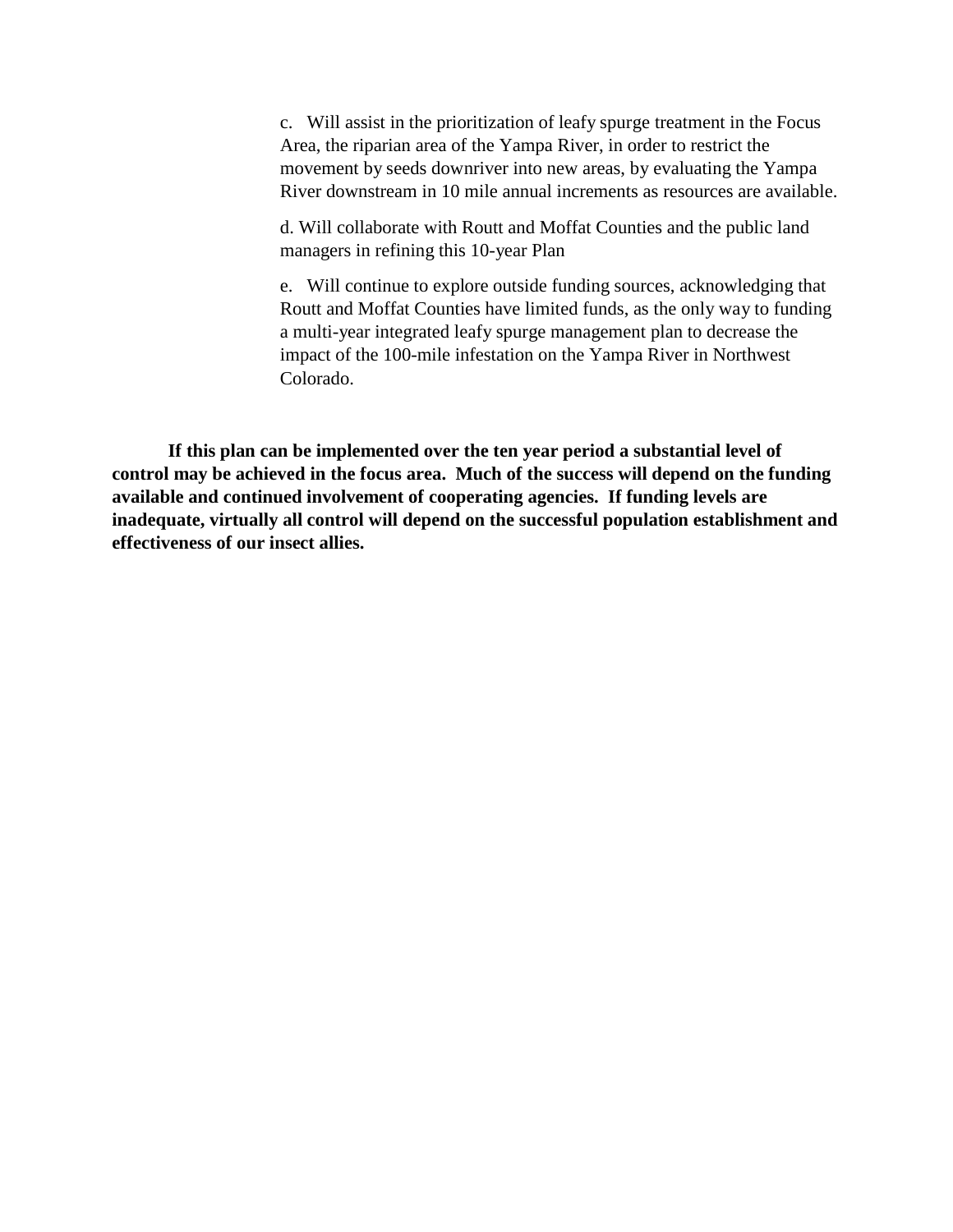c. Will assist in the prioritization of leafy spurge treatment in the Focus Area, the riparian area of the Yampa River, in order to restrict the movement by seeds downriver into new areas, by evaluating the Yampa River downstream in 10 mile annual increments as resources are available.

d. Will collaborate with Routt and Moffat Counties and the public land managers in refining this 10-year Plan

e. Will continue to explore outside funding sources, acknowledging that Routt and Moffat Counties have limited funds, as the only way to funding a multi-year integrated leafy spurge management plan to decrease the impact of the 100-mile infestation on the Yampa River in Northwest Colorado.

**If this plan can be implemented over the ten year period a substantial level of control may be achieved in the focus area. Much of the success will depend on the funding available and continued involvement of cooperating agencies. If funding levels are inadequate, virtually all control will depend on the successful population establishment and effectiveness of our insect allies.**